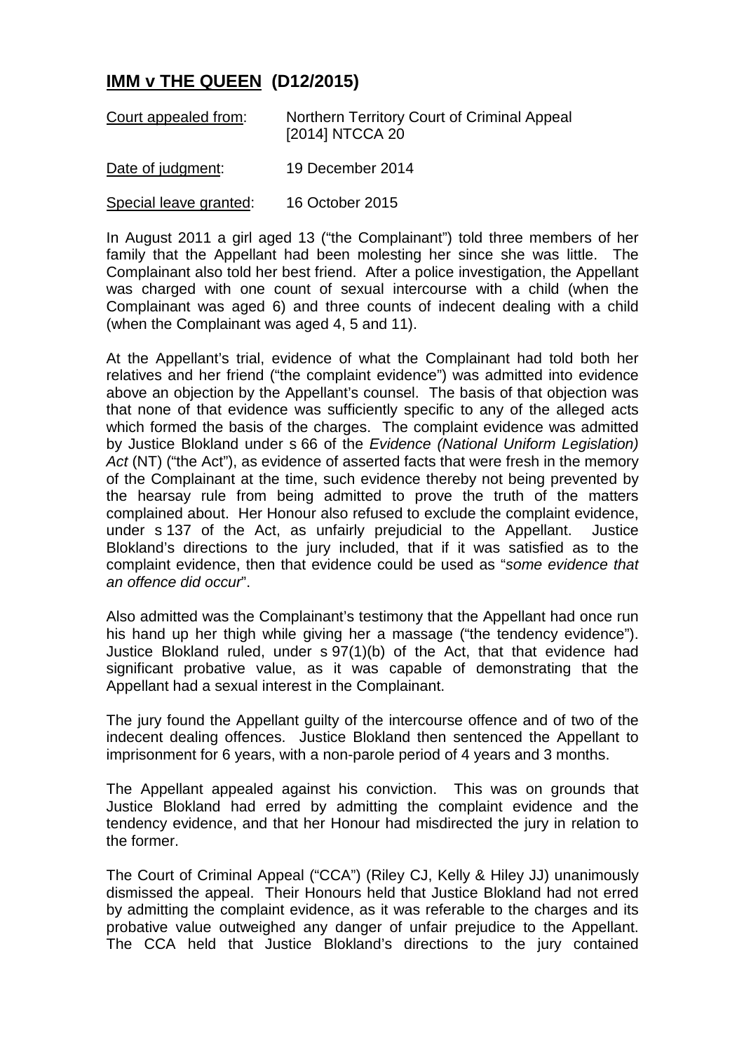# **IMM v THE QUEEN (D12/2015)**

| Court appealed from: | Northern Territory Court of Criminal Appeal [2014] NTCCA 20 |
| --- | --- |
| Date of judgment: | 19 December 2014 |
| Special leave granted: | 16 October 2015 |

In August 2011 a girl aged 13 ("the Complainant") told three members of her family that the Appellant had been molesting her since she was little. The Complainant also told her best friend. After a police investigation, the Appellant was charged with one count of sexual intercourse with a child (when the Complainant was aged 6) and three counts of indecent dealing with a child (when the Complainant was aged 4, 5 and 11).

At the Appellant's trial, evidence of what the Complainant had told both her relatives and her friend ("the complaint evidence") was admitted into evidence above an objection by the Appellant's counsel. The basis of that objection was that none of that evidence was sufficiently specific to any of the alleged acts which formed the basis of the charges. The complaint evidence was admitted by Justice Blokland under s 66 of the *Evidence (National Uniform Legislation) Act* (NT) ("the Act"), as evidence of asserted facts that were fresh in the memory of the Complainant at the time, such evidence thereby not being prevented by the hearsay rule from being admitted to prove the truth of the matters complained about. Her Honour also refused to exclude the complaint evidence, under s 137 of the Act, as unfairly prejudicial to the Appellant. Justice Blokland's directions to the jury included, that if it was satisfied as to the complaint evidence, then that evidence could be used as "*some evidence that an offence did occur*".

Also admitted was the Complainant's testimony that the Appellant had once run his hand up her thigh while giving her a massage ("the tendency evidence"). Justice Blokland ruled, under s 97(1)(b) of the Act, that that evidence had significant probative value, as it was capable of demonstrating that the Appellant had a sexual interest in the Complainant.

The jury found the Appellant guilty of the intercourse offence and of two of the indecent dealing offences. Justice Blokland then sentenced the Appellant to imprisonment for 6 years, with a non-parole period of 4 years and 3 months.

The Appellant appealed against his conviction. This was on grounds that Justice Blokland had erred by admitting the complaint evidence and the tendency evidence, and that her Honour had misdirected the jury in relation to the former.

The Court of Criminal Appeal ("CCA") (Riley CJ, Kelly & Hiley JJ) unanimously dismissed the appeal. Their Honours held that Justice Blokland had not erred by admitting the complaint evidence, as it was referable to the charges and its probative value outweighed any danger of unfair prejudice to the Appellant. The CCA held that Justice Blokland's directions to the jury contained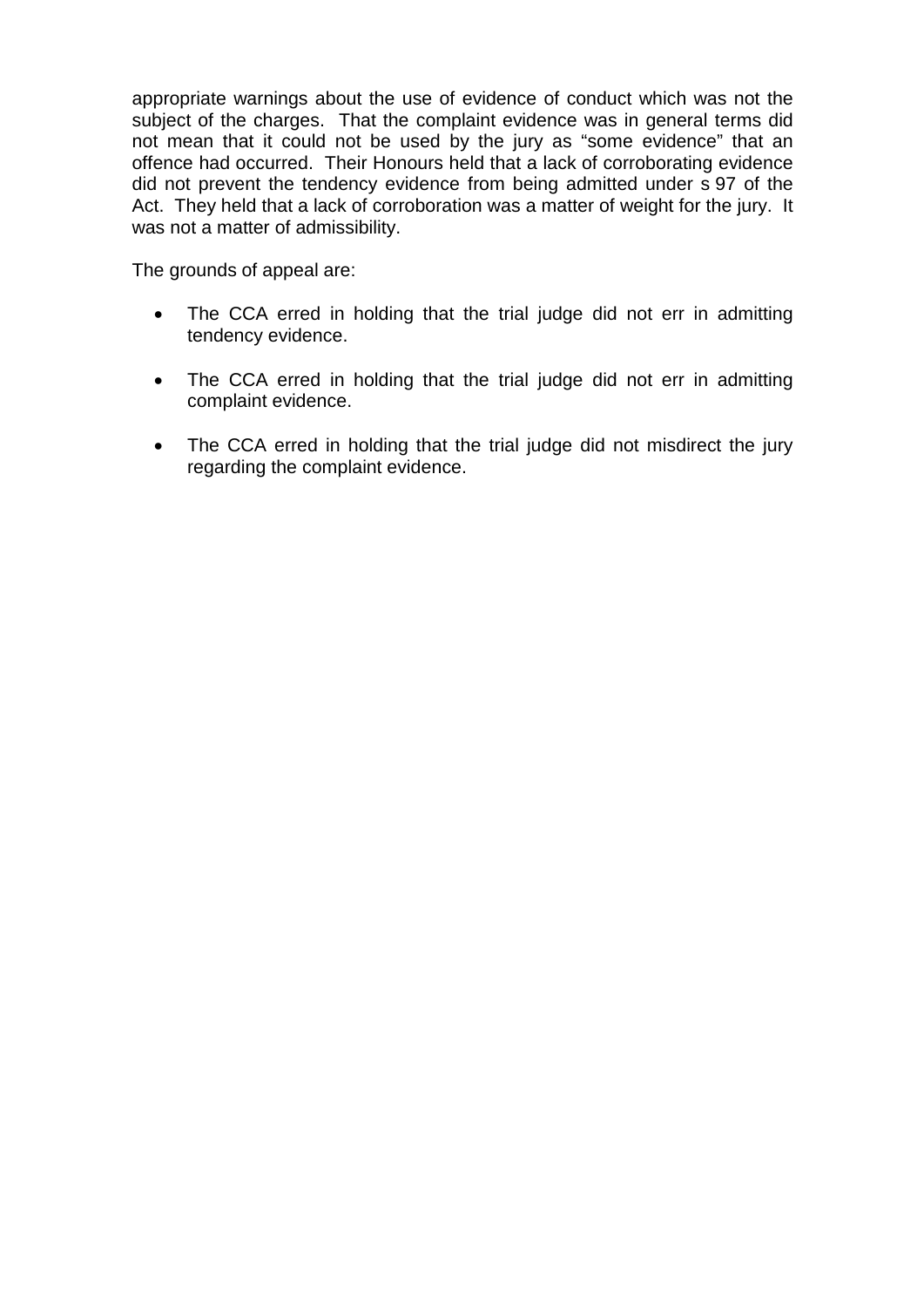appropriate warnings about the use of evidence of conduct which was not the subject of the charges. That the complaint evidence was in general terms did not mean that it could not be used by the jury as "some evidence" that an offence had occurred. Their Honours held that a lack of corroborating evidence did not prevent the tendency evidence from being admitted under s 97 of the Act. They held that a lack of corroboration was a matter of weight for the jury. It was not a matter of admissibility.

The grounds of appeal are:

- The CCA erred in holding that the trial judge did not err in admitting tendency evidence.
- The CCA erred in holding that the trial judge did not err in admitting complaint evidence.
- The CCA erred in holding that the trial judge did not misdirect the jury regarding the complaint evidence.